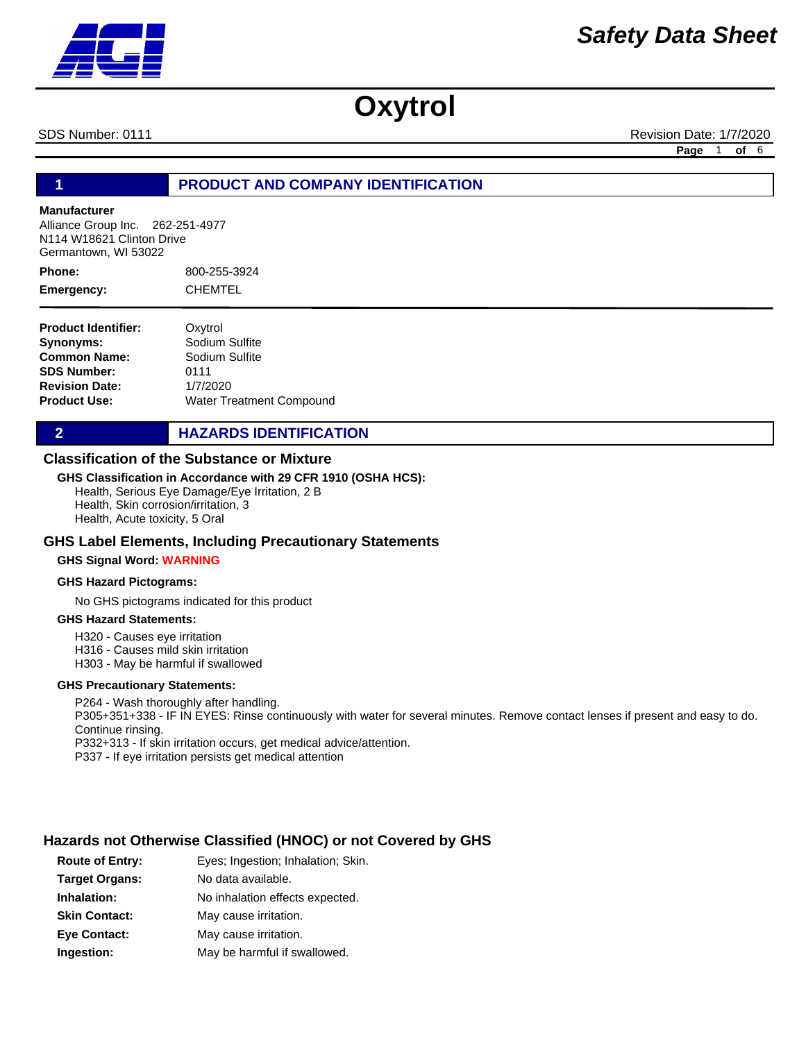# Safety Data Sheet

# Oxytrol

SDS Number: 0111 Revision Date: 1/7/2020

## 1 PRODUCT AND COMPANY IDENTIFICATION

**Manufacturer**
Alliance Group Inc. 262-251-4977
N114 W18621 Clinton Drive
Germantown, WI 53022

**Phone:** 800-255-3924

**Emergency:** CHEMTEL

**Product Identifier:** Oxytrol
**Synonyms:** Sodium Sulfite
**Common Name:** Sodium Sulfite
**SDS Number:** 0111
**Revision Date:** 1/7/2020
**Product Use:** Water Treatment Compound

## 2 HAZARDS IDENTIFICATION

### Classification of the Substance or Mixture

**GHS Classification in Accordance with 29 CFR 1910 (OSHA HCS):**

Health, Serious Eye Damage/Eye Irritation, 2 B
Health, Skin corrosion/irritation, 3
Health, Acute toxicity, 5 Oral

### GHS Label Elements, Including Precautionary Statements

**GHS Signal Word:** WARNING

**GHS Hazard Pictograms:**

No GHS pictograms indicated for this product

**GHS Hazard Statements:**

H320 - Causes eye irritation
H316 - Causes mild skin irritation
H303 - May be harmful if swallowed

**GHS Precautionary Statements:**

P264 - Wash thoroughly after handling.
P305+351+338 - IF IN EYES: Rinse continuously with water for several minutes. Remove contact lenses if present and easy to do. Continue rinsing.
P332+313 - If skin irritation occurs, get medical advice/attention.
P337 - If eye irritation persists get medical attention

### Hazards not Otherwise Classified (HNOC) or not Covered by GHS

**Route of Entry:** Eyes; Ingestion; Inhalation; Skin.
**Target Organs:** No data available.
**Inhalation:** No inhalation effects expected.
**Skin Contact:** May cause irritation.
**Eye Contact:** May cause irritation.
**Ingestion:** May be harmful if swallowed.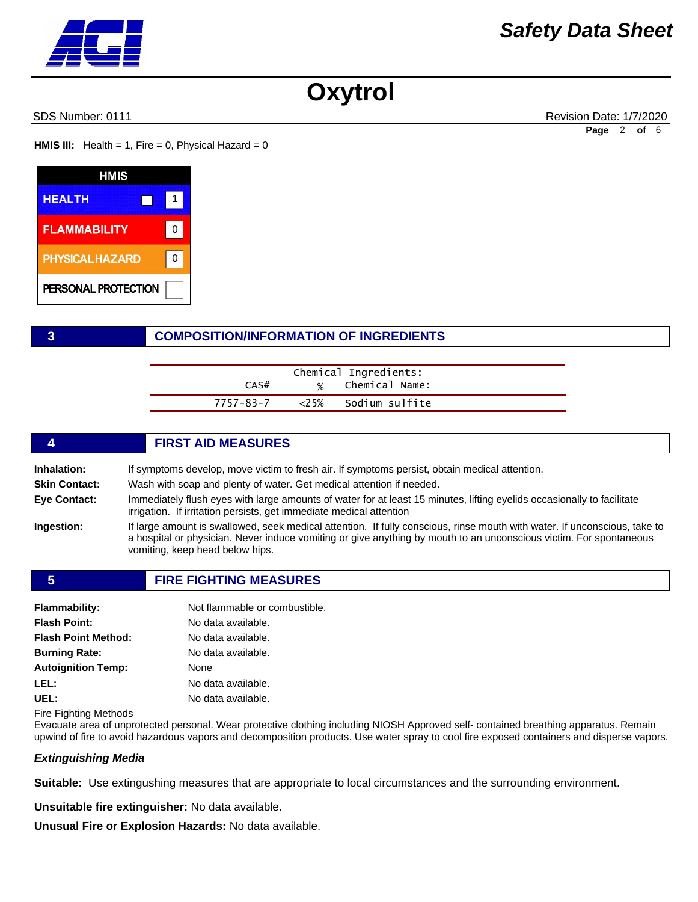**HMIS III:** Health = 1, Fire = 0, Physical Hazard = 0

| HMIS | |
|---|---|
| HEALTH | 1 |
| FLAMMABILITY | 0 |
| PHYSICAL HAZARD | 0 |
| PERSONAL PROTECTION | |

## 3 COMPOSITION/INFORMATION OF INGREDIENTS

Chemical Ingredients:

| CAS# | % | Chemical Name: |
|---|---|---|
| 7757-83-7 | <25% | Sodium sulfite |

## 4 FIRST AID MEASURES

**Inhalation:** If symptoms develop, move victim to fresh air. If symptoms persist, obtain medical attention.

**Skin Contact:** Wash with soap and plenty of water. Get medical attention if needed.

**Eye Contact:** Immediately flush eyes with large amounts of water for at least 15 minutes, lifting eyelids occasionally to facilitate irrigation. If irritation persists, get immediate medical attention

**Ingestion:** If large amount is swallowed, seek medical attention. If fully conscious, rinse mouth with water. If unconscious, take to a hospital or physician. Never induce vomiting or give anything by mouth to an unconscious victim. For spontaneous vomiting, keep head below hips.

## 5 FIRE FIGHTING MEASURES

**Flammability:** Not flammable or combustible.

**Flash Point:** No data available.

**Flash Point Method:** No data available.

**Burning Rate:** No data available.

**Autoignition Temp:** None

**LEL:** No data available.

**UEL:** No data available.

Fire Fighting Methods

Evacuate area of unprotected personal. Wear protective clothing including NIOSH Approved self- contained breathing apparatus. Remain upwind of fire to avoid hazardous vapors and decomposition products. Use water spray to cool fire exposed containers and disperse vapors.

***Extinguishing Media***

**Suitable:** Use extingushing measures that are appropriate to local circumstances and the surrounding environment.

**Unsuitable fire extinguisher:** No data available.

**Unusual Fire or Explosion Hazards:** No data available.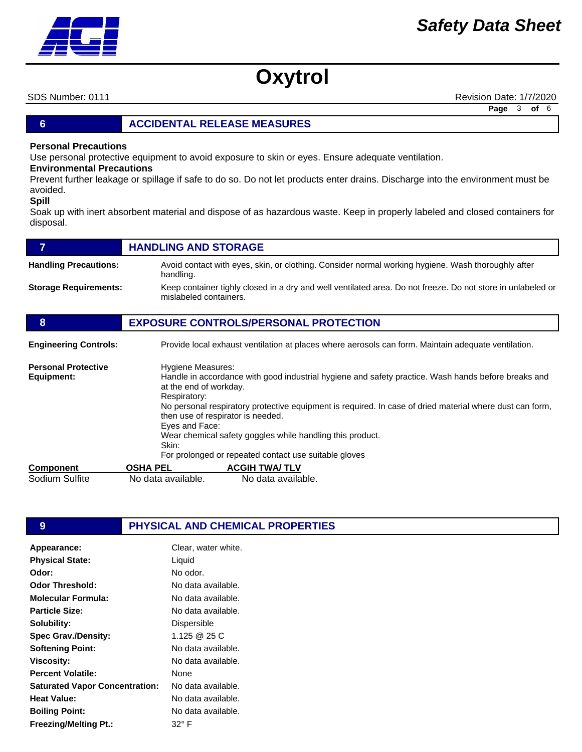# Oxytrol

SDS Number: 0111 Revision Date: 1/7/2020

## 6 ACCIDENTAL RELEASE MEASURES

**Personal Precautions**

Use personal protective equipment to avoid exposure to skin or eyes. Ensure adequate ventilation.

**Environmental Precautions**

Prevent further leakage or spillage if safe to do so. Do not let products enter drains. Discharge into the environment must be avoided.

**Spill**

Soak up with inert absorbent material and dispose of as hazardous waste. Keep in properly labeled and closed containers for disposal.

## 7 HANDLING AND STORAGE

**Handling Precautions:** Avoid contact with eyes, skin, or clothing. Consider normal working hygiene. Wash thoroughly after handling.

**Storage Requirements:** Keep container tightly closed in a dry and well ventilated area. Do not freeze. Do not store in unlabeled or mislabeled containers.

## 8 EXPOSURE CONTROLS/PERSONAL PROTECTION

**Engineering Controls:** Provide local exhaust ventilation at places where aerosols can form. Maintain adequate ventilation.

**Personal Protective Equipment:**

Hygiene Measures:
Handle in accordance with good industrial hygiene and safety practice. Wash hands before breaks and at the end of workday.
Respiratory:
No personal respiratory protective equipment is required. In case of dried material where dust can form, then use of respirator is needed.
Eyes and Face:
Wear chemical safety goggles while handling this product.
Skin:
For prolonged or repeated contact use suitable gloves

| Component | OSHA PEL | ACGIH TWA/ TLV |
|---|---|---|
| Sodium Sulfite | No data available. | No data available. |

## 9 PHYSICAL AND CHEMICAL PROPERTIES

| | |
|---|---|
| **Appearance:** | Clear, water white. |
| **Physical State:** | Liquid |
| **Odor:** | No odor. |
| **Odor Threshold:** | No data available. |
| **Molecular Formula:** | No data available. |
| **Particle Size:** | No data available. |
| **Solubility:** | Dispersible |
| **Spec Grav./Density:** | 1.125 @ 25 C |
| **Softening Point:** | No data available. |
| **Viscosity:** | No data available. |
| **Percent Volatile:** | None |
| **Saturated Vapor Concentration:** | No data available. |
| **Heat Value:** | No data available. |
| **Boiling Point:** | No data available. |
| **Freezing/Melting Pt.:** | 32° F |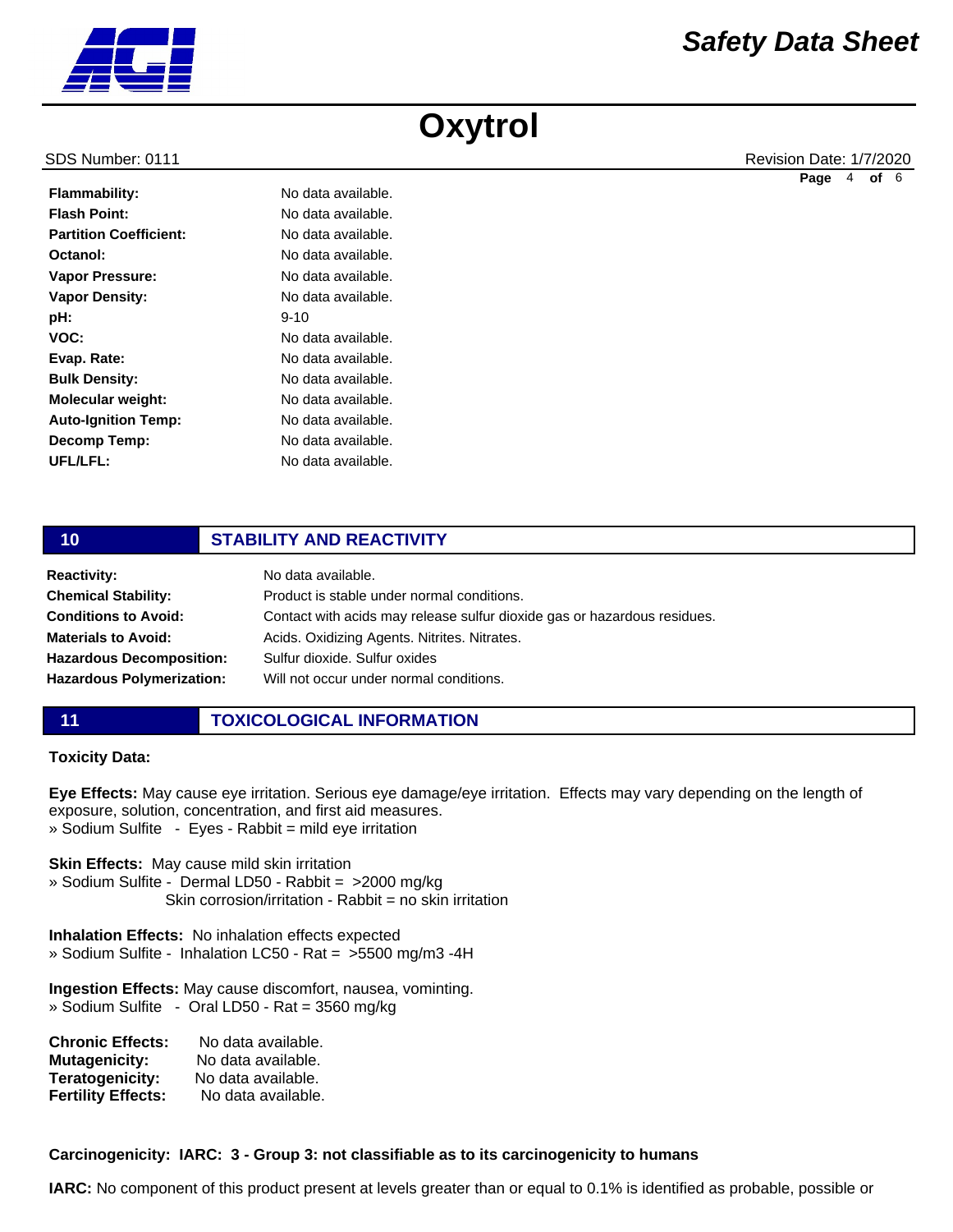| | |
|---|---|
| **Flammability:** | No data available. |
| **Flash Point:** | No data available. |
| **Partition Coefficient:** | No data available. |
| **Octanol:** | No data available. |
| **Vapor Pressure:** | No data available. |
| **Vapor Density:** | No data available. |
| **pH:** | 9-10 |
| **VOC:** | No data available. |
| **Evap. Rate:** | No data available. |
| **Bulk Density:** | No data available. |
| **Molecular weight:** | No data available. |
| **Auto-Ignition Temp:** | No data available. |
| **Decomp Temp:** | No data available. |
| **UFL/LFL:** | No data available. |

## 10 STABILITY AND REACTIVITY

| | |
|---|---|
| **Reactivity:** | No data available. |
| **Chemical Stability:** | Product is stable under normal conditions. |
| **Conditions to Avoid:** | Contact with acids may release sulfur dioxide gas or hazardous residues. |
| **Materials to Avoid:** | Acids. Oxidizing Agents. Nitrites. Nitrates. |
| **Hazardous Decomposition:** | Sulfur dioxide. Sulfur oxides |
| **Hazardous Polymerization:** | Will not occur under normal conditions. |

## 11 TOXICOLOGICAL INFORMATION

**Toxicity Data:**

**Eye Effects:** May cause eye irritation. Serious eye damage/eye irritation. Effects may vary depending on the length of exposure, solution, concentration, and first aid measures.
» Sodium Sulfite - Eyes - Rabbit = mild eye irritation

**Skin Effects:** May cause mild skin irritation
» Sodium Sulfite - Dermal LD50 - Rabbit = >2000 mg/kg
Skin corrosion/irritation - Rabbit = no skin irritation

**Inhalation Effects:** No inhalation effects expected
» Sodium Sulfite - Inhalation LC50 - Rat = >5500 mg/m3 -4H

**Ingestion Effects:** May cause discomfort, nausea, vominting.
» Sodium Sulfite - Oral LD50 - Rat = 3560 mg/kg

| | |
|---|---|
| **Chronic Effects:** | No data available. |
| **Mutagenicity:** | No data available. |
| **Teratogenicity:** | No data available. |
| **Fertility Effects:** | No data available. |

**Carcinogenicity: IARC: 3 - Group 3: not classifiable as to its carcinogenicity to humans**

**IARC:** No component of this product present at levels greater than or equal to 0.1% is identified as probable, possible or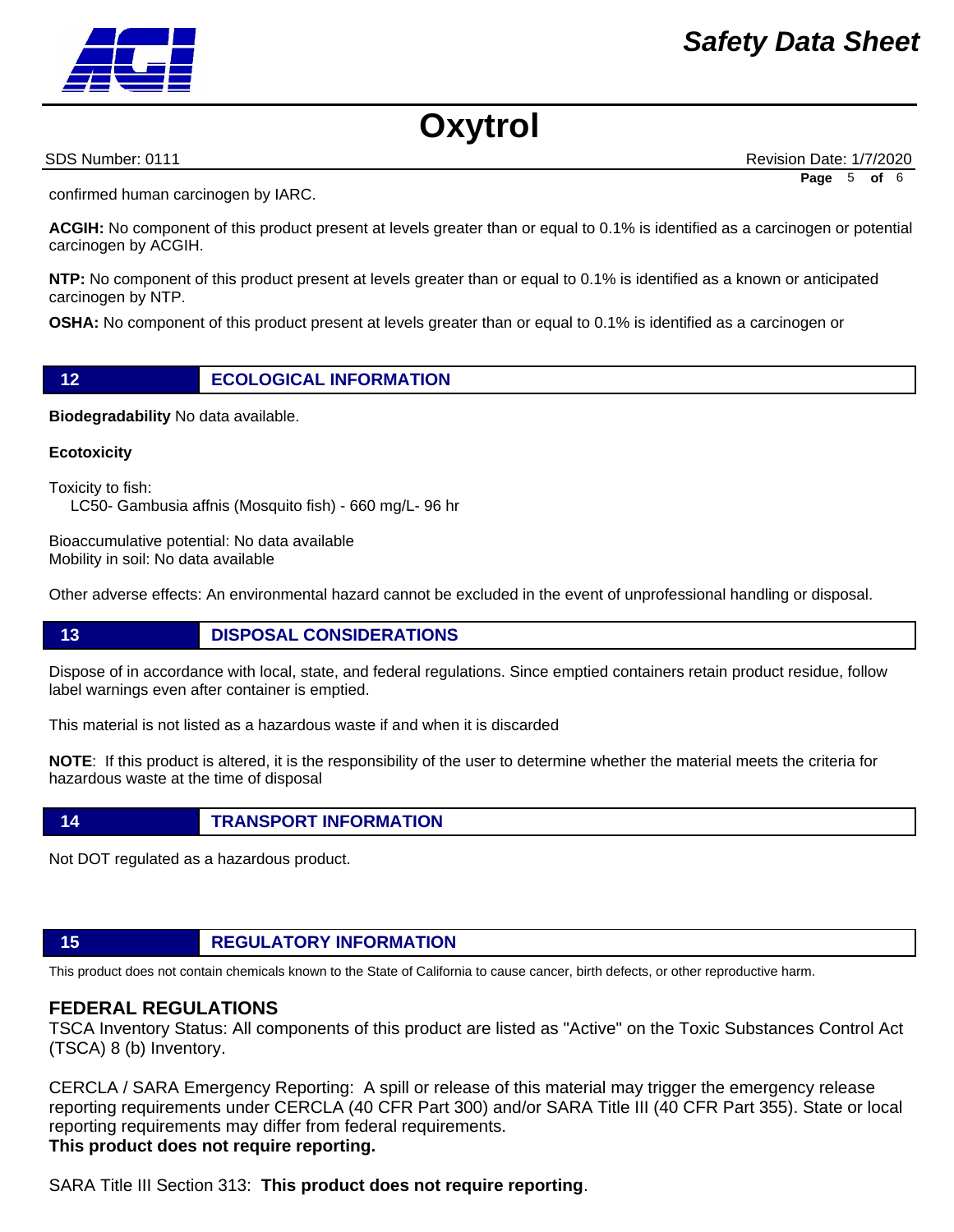confirmed human carcinogen by IARC.

**ACGIH:** No component of this product present at levels greater than or equal to 0.1% is identified as a carcinogen or potential carcinogen by ACGIH.

**NTP:** No component of this product present at levels greater than or equal to 0.1% is identified as a known or anticipated carcinogen by NTP.

**OSHA:** No component of this product present at levels greater than or equal to 0.1% is identified as a carcinogen or

## 12 ECOLOGICAL INFORMATION

**Biodegradability** No data available.

**Ecotoxicity**

Toxicity to fish:
LC50- Gambusia affnis (Mosquito fish) - 660 mg/L- 96 hr

Bioaccumulative potential: No data available
Mobility in soil: No data available

Other adverse effects: An environmental hazard cannot be excluded in the event of unprofessional handling or disposal.

## 13 DISPOSAL CONSIDERATIONS

Dispose of in accordance with local, state, and federal regulations. Since emptied containers retain product residue, follow label warnings even after container is emptied.

This material is not listed as a hazardous waste if and when it is discarded

**NOTE**: If this product is altered, it is the responsibility of the user to determine whether the material meets the criteria for hazardous waste at the time of disposal

## 14 TRANSPORT INFORMATION

Not DOT regulated as a hazardous product.

## 15 REGULATORY INFORMATION

This product does not contain chemicals known to the State of California to cause cancer, birth defects, or other reproductive harm.

### FEDERAL REGULATIONS

TSCA Inventory Status: All components of this product are listed as "Active" on the Toxic Substances Control Act (TSCA) 8 (b) Inventory.

CERCLA / SARA Emergency Reporting: A spill or release of this material may trigger the emergency release reporting requirements under CERCLA (40 CFR Part 300) and/or SARA Title III (40 CFR Part 355). State or local reporting requirements may differ from federal requirements.
**This product does not require reporting.**

SARA Title III Section 313: **This product does not require reporting**.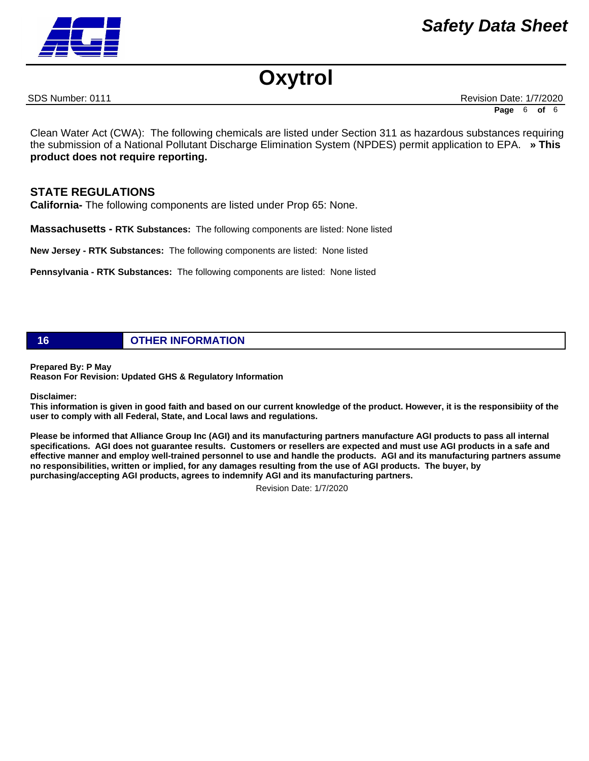Clean Water Act (CWA): The following chemicals are listed under Section 311 as hazardous substances requiring the submission of a National Pollutant Discharge Elimination System (NPDES) permit application to EPA. **» This product does not require reporting.**

## STATE REGULATIONS

**California-** The following components are listed under Prop 65: None.

**Massachusetts - RTK Substances:** The following components are listed: None listed

**New Jersey - RTK Substances:** The following components are listed: None listed

**Pennsylvania - RTK Substances:** The following components are listed: None listed

## 16 OTHER INFORMATION

**Prepared By: P May**
**Reason For Revision: Updated GHS & Regulatory Information**

**Disclaimer:**
**This information is given in good faith and based on our current knowledge of the product. However, it is the responsibiity of the user to comply with all Federal, State, and Local laws and regulations.**

**Please be informed that Alliance Group Inc (AGI) and its manufacturing partners manufacture AGI products to pass all internal specifications. AGI does not guarantee results. Customers or resellers are expected and must use AGI products in a safe and effective manner and employ well-trained personnel to use and handle the products. AGI and its manufacturing partners assume no responsibilities, written or implied, for any damages resulting from the use of AGI products. The buyer, by purchasing/accepting AGI products, agrees to indemnify AGI and its manufacturing partners.**

Revision Date: 1/7/2020